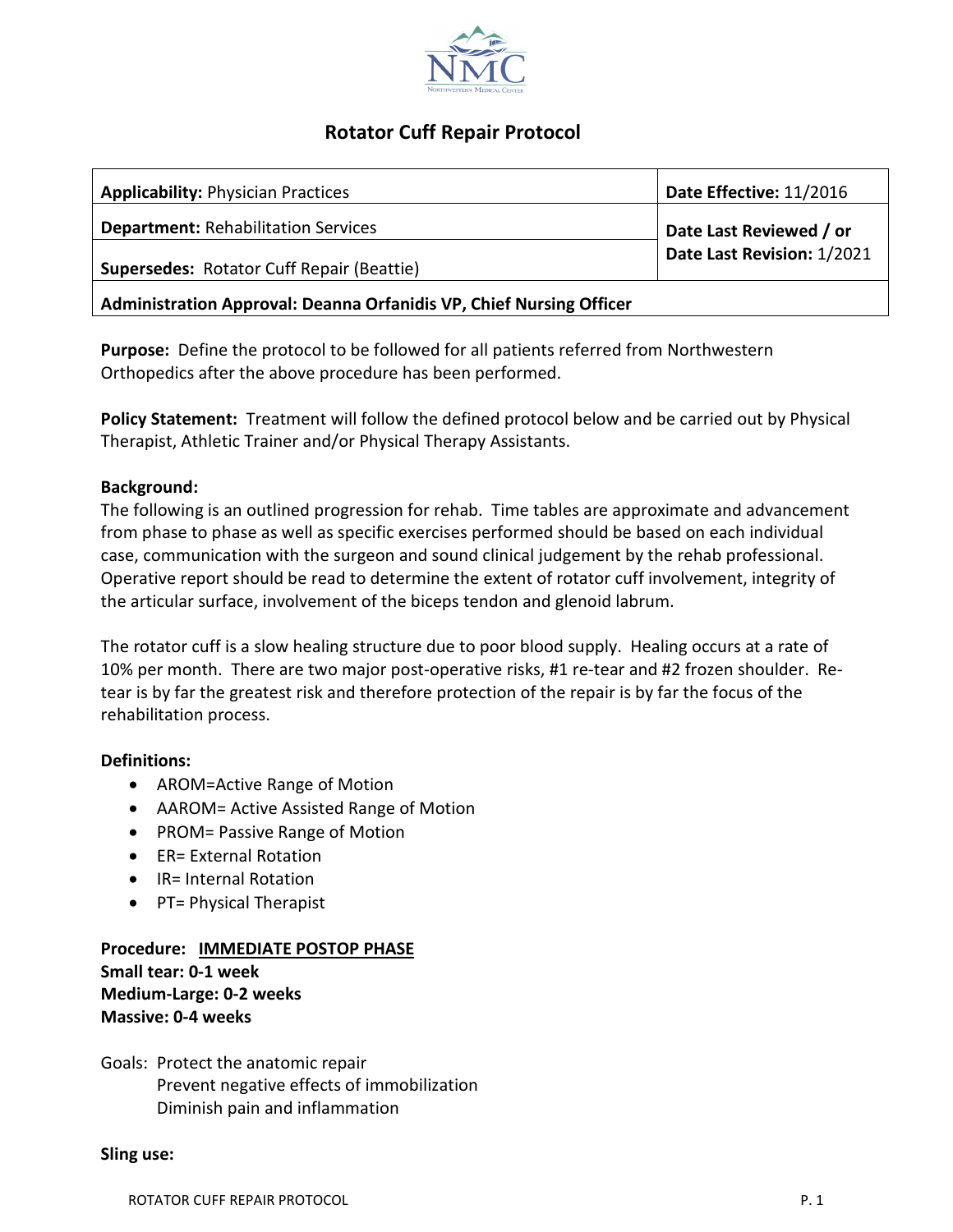# Rotator Cuff Repair Protocol

| **Applicability:** Physician Practices | **Date Effective:** 11/2016 |
|---|---|
| **Department:** Rehabilitation Services | **Date Last Reviewed / or Date Last Revision:** 1/2021 |
| **Supersedes:** Rotator Cuff Repair (Beattie) | |
| **Administration Approval: Deanna Orfanidis VP, Chief Nursing Officer** | |

**Purpose:** Define the protocol to be followed for all patients referred from Northwestern Orthopedics after the above procedure has been performed.

**Policy Statement:** Treatment will follow the defined protocol below and be carried out by Physical Therapist, Athletic Trainer and/or Physical Therapy Assistants.

**Background:**
The following is an outlined progression for rehab. Time tables are approximate and advancement from phase to phase as well as specific exercises performed should be based on each individual case, communication with the surgeon and sound clinical judgement by the rehab professional. Operative report should be read to determine the extent of rotator cuff involvement, integrity of the articular surface, involvement of the biceps tendon and glenoid labrum.

The rotator cuff is a slow healing structure due to poor blood supply. Healing occurs at a rate of 10% per month. There are two major post-operative risks, #1 re-tear and #2 frozen shoulder. Re-tear is by far the greatest risk and therefore protection of the repair is by far the focus of the rehabilitation process.

**Definitions:**

- AROM=Active Range of Motion
- AAROM= Active Assisted Range of Motion
- PROM= Passive Range of Motion
- ER= External Rotation
- IR= Internal Rotation
- PT= Physical Therapist

**Procedure:** **IMMEDIATE POSTOP PHASE**
**Small tear: 0-1 week**
**Medium-Large: 0-2 weeks**
**Massive: 0-4 weeks**

Goals: Protect the anatomic repair
Prevent negative effects of immobilization
Diminish pain and inflammation

**Sling use:**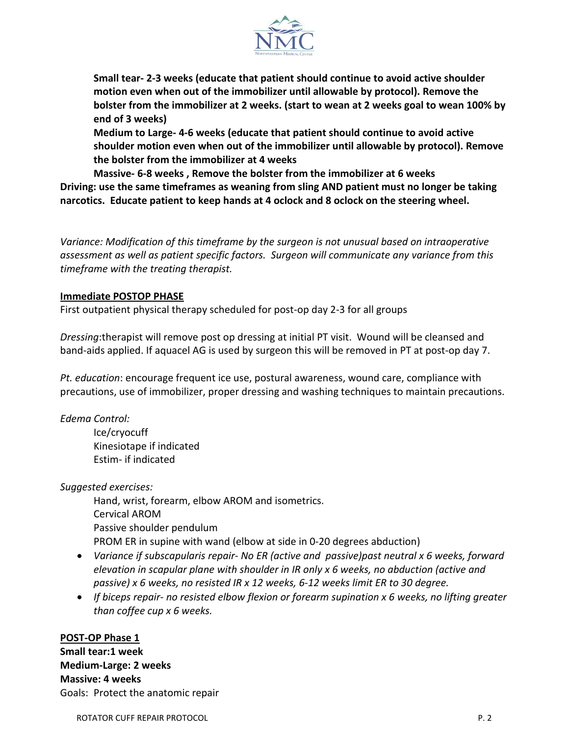**Small tear- 2-3 weeks (educate that patient should continue to avoid active shoulder motion even when out of the immobilizer until allowable by protocol). Remove the bolster from the immobilizer at 2 weeks. (start to wean at 2 weeks goal to wean 100% by end of 3 weeks)**

**Medium to Large- 4-6 weeks (educate that patient should continue to avoid active shoulder motion even when out of the immobilizer until allowable by protocol). Remove the bolster from the immobilizer at 4 weeks**

**Massive- 6-8 weeks , Remove the bolster from the immobilizer at 6 weeks**

**Driving: use the same timeframes as weaning from sling AND patient must no longer be taking narcotics. Educate patient to keep hands at 4 oclock and 8 oclock on the steering wheel.**

*Variance: Modification of this timeframe by the surgeon is not unusual based on intraoperative assessment as well as patient specific factors. Surgeon will communicate any variance from this timeframe with the treating therapist.*

## Immediate POSTOP PHASE

First outpatient physical therapy scheduled for post-op day 2-3 for all groups

*Dressing*:therapist will remove post op dressing at initial PT visit. Wound will be cleansed and band-aids applied. If aquacel AG is used by surgeon this will be removed in PT at post-op day 7.

*Pt. education*: encourage frequent ice use, postural awareness, wound care, compliance with precautions, use of immobilizer, proper dressing and washing techniques to maintain precautions.

*Edema Control:*

Ice/cryocuff
Kinesiotape if indicated
Estim- if indicated

*Suggested exercises:*

Hand, wrist, forearm, elbow AROM and isometrics.
Cervical AROM
Passive shoulder pendulum
PROM ER in supine with wand (elbow at side in 0-20 degrees abduction)

- *Variance if subscapularis repair- No ER (active and passive)past neutral x 6 weeks, forward elevation in scapular plane with shoulder in IR only x 6 weeks, no abduction (active and passive) x 6 weeks, no resisted IR x 12 weeks, 6-12 weeks limit ER to 30 degree.*
- *If biceps repair- no resisted elbow flexion or forearm supination x 6 weeks, no lifting greater than coffee cup x 6 weeks.*

## POST-OP Phase 1

**Small tear:1 week**
**Medium-Large: 2 weeks**
**Massive: 4 weeks**

Goals: Protect the anatomic repair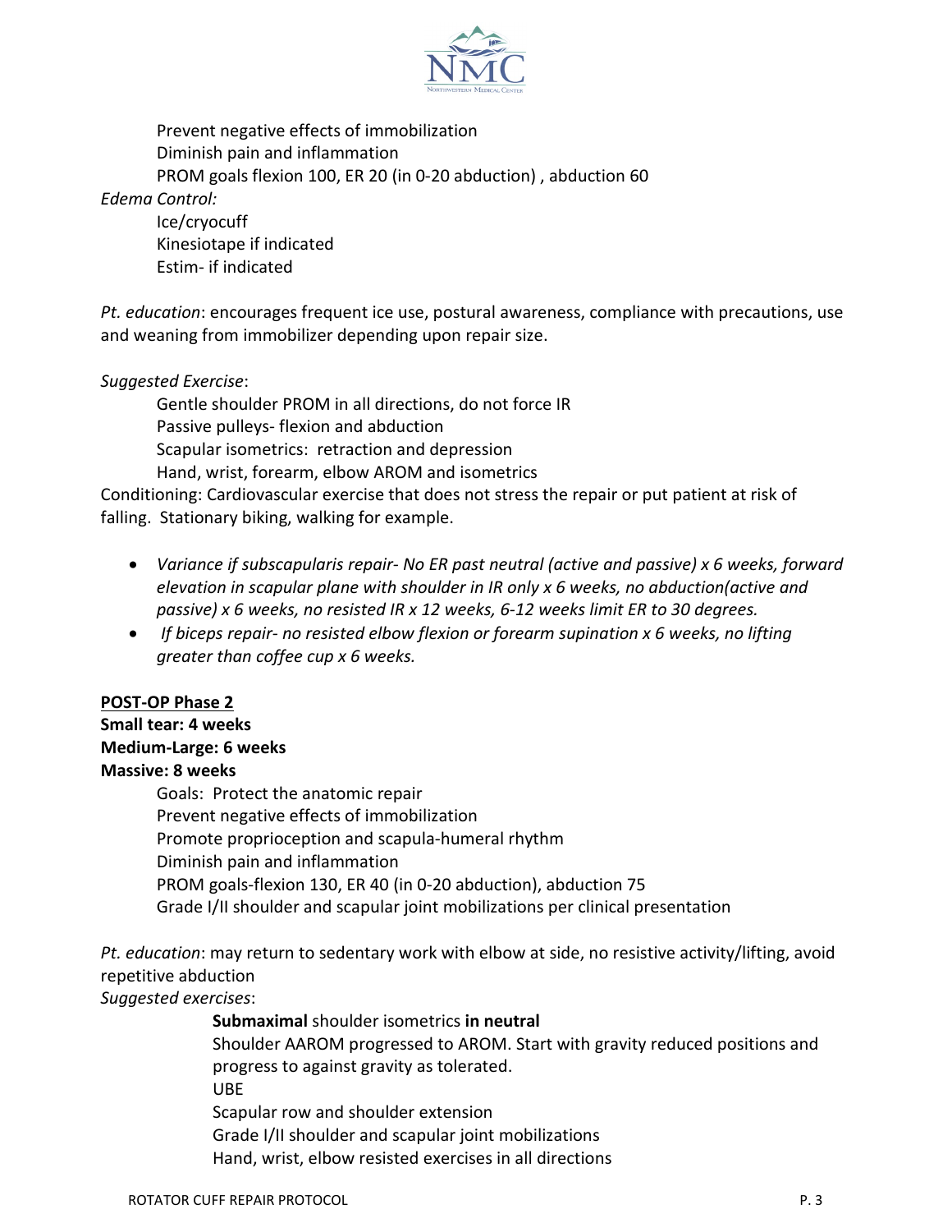Prevent negative effects of immobilization
Diminish pain and inflammation
PROM goals flexion 100, ER 20 (in 0-20 abduction) , abduction 60

*Edema Control:*

Ice/cryocuff
Kinesiotape if indicated
Estim- if indicated

*Pt. education*: encourages frequent ice use, postural awareness, compliance with precautions, use and weaning from immobilizer depending upon repair size.

*Suggested Exercise*:

Gentle shoulder PROM in all directions, do not force IR
Passive pulleys- flexion and abduction
Scapular isometrics: retraction and depression
Hand, wrist, forearm, elbow AROM and isometrics

Conditioning: Cardiovascular exercise that does not stress the repair or put patient at risk of falling. Stationary biking, walking for example.

- *Variance if subscapularis repair- No ER past neutral (active and passive) x 6 weeks, forward elevation in scapular plane with shoulder in IR only x 6 weeks, no abduction(active and passive) x 6 weeks, no resisted IR x 12 weeks, 6-12 weeks limit ER to 30 degrees.*
- *If biceps repair- no resisted elbow flexion or forearm supination x 6 weeks, no lifting greater than coffee cup x 6 weeks.*

**POST-OP Phase 2**

**Small tear: 4 weeks**
**Medium-Large: 6 weeks**
**Massive: 8 weeks**

Goals: Protect the anatomic repair
Prevent negative effects of immobilization
Promote proprioception and scapula-humeral rhythm
Diminish pain and inflammation
PROM goals-flexion 130, ER 40 (in 0-20 abduction), abduction 75
Grade I/II shoulder and scapular joint mobilizations per clinical presentation

*Pt. education*: may return to sedentary work with elbow at side, no resistive activity/lifting, avoid repetitive abduction

*Suggested exercises*:

**Submaximal** shoulder isometrics **in neutral**
Shoulder AAROM progressed to AROM. Start with gravity reduced positions and progress to against gravity as tolerated.
UBE
Scapular row and shoulder extension
Grade I/II shoulder and scapular joint mobilizations
Hand, wrist, elbow resisted exercises in all directions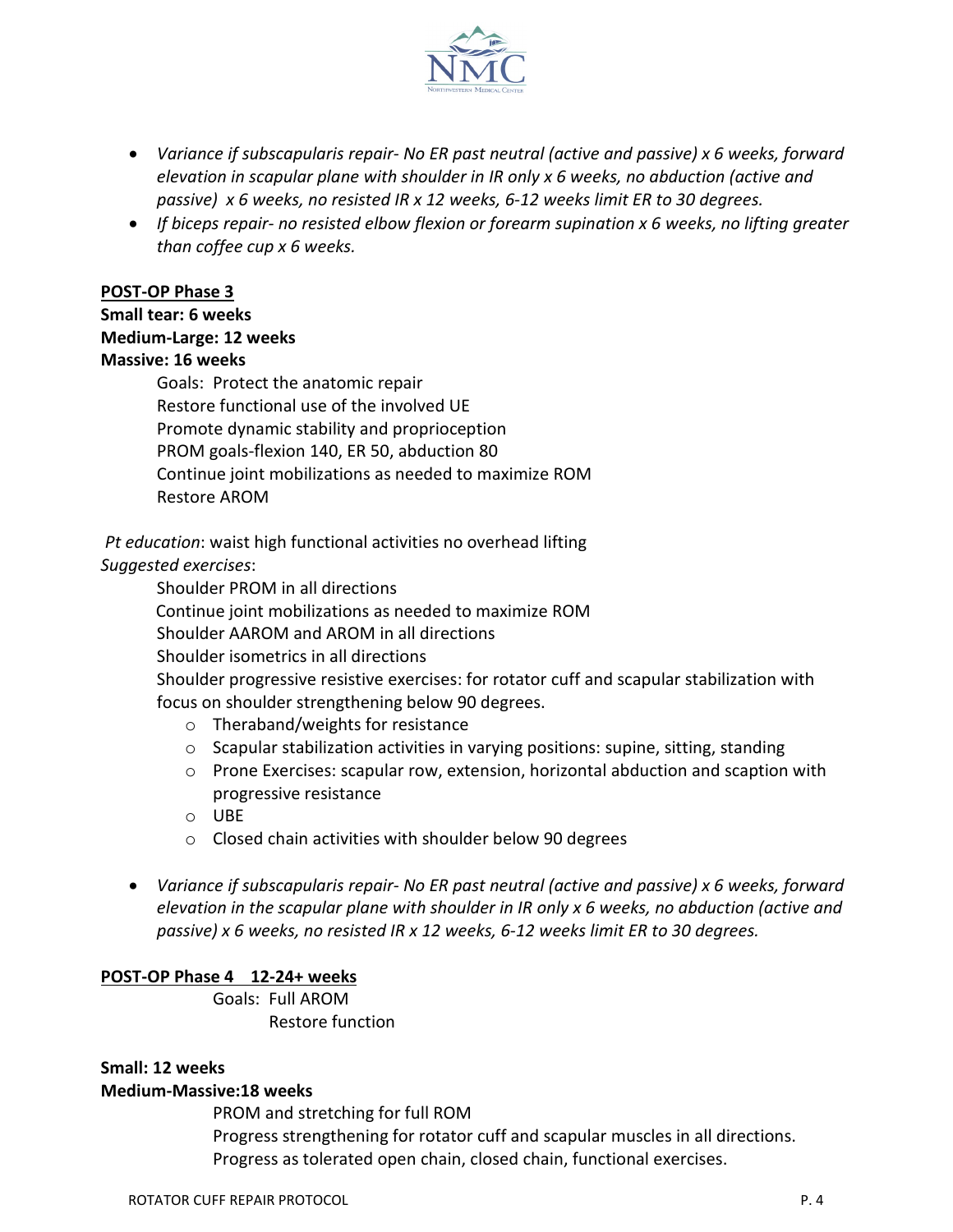- *Variance if subscapularis repair- No ER past neutral (active and passive) x 6 weeks, forward elevation in scapular plane with shoulder in IR only x 6 weeks, no abduction (active and passive) x 6 weeks, no resisted IR x 12 weeks, 6-12 weeks limit ER to 30 degrees.*
- *If biceps repair- no resisted elbow flexion or forearm supination x 6 weeks, no lifting greater than coffee cup x 6 weeks.*

**POST-OP Phase 3**

**Small tear: 6 weeks**
**Medium-Large: 12 weeks**
**Massive: 16 weeks**

Goals: Protect the anatomic repair
Restore functional use of the involved UE
Promote dynamic stability and proprioception
PROM goals-flexion 140, ER 50, abduction 80
Continue joint mobilizations as needed to maximize ROM
Restore AROM

*Pt education*: waist high functional activities no overhead lifting

*Suggested exercises*:

Shoulder PROM in all directions
Continue joint mobilizations as needed to maximize ROM
Shoulder AAROM and AROM in all directions
Shoulder isometrics in all directions
Shoulder progressive resistive exercises: for rotator cuff and scapular stabilization with focus on shoulder strengthening below 90 degrees.

- Theraband/weights for resistance
- Scapular stabilization activities in varying positions: supine, sitting, standing
- Prone Exercises: scapular row, extension, horizontal abduction and scaption with progressive resistance
- UBE
- Closed chain activities with shoulder below 90 degrees

- *Variance if subscapularis repair- No ER past neutral (active and passive) x 6 weeks, forward elevation in the scapular plane with shoulder in IR only x 6 weeks, no abduction (active and passive) x 6 weeks, no resisted IR x 12 weeks, 6-12 weeks limit ER to 30 degrees.*

**POST-OP Phase 4 12-24+ weeks**

Goals: Full AROM
Restore function

**Small: 12 weeks**
**Medium-Massive:18 weeks**

PROM and stretching for full ROM
Progress strengthening for rotator cuff and scapular muscles in all directions.
Progress as tolerated open chain, closed chain, functional exercises.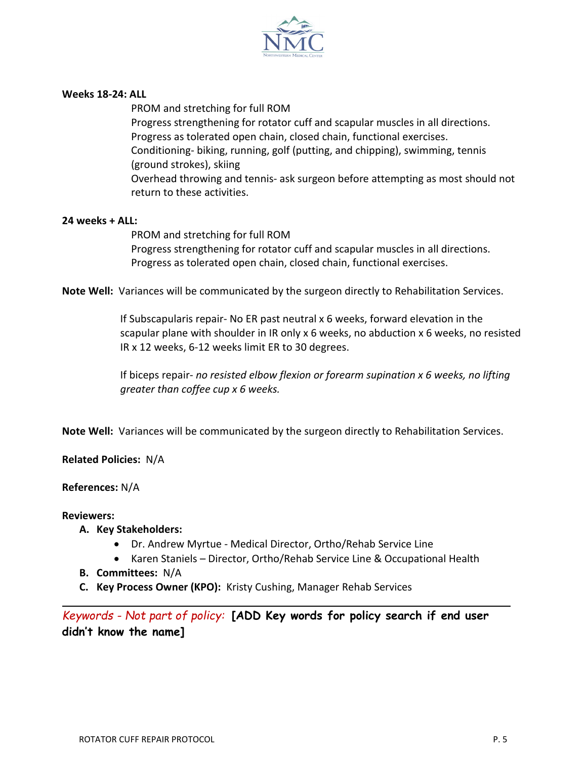**Weeks 18-24: ALL**

PROM and stretching for full ROM
Progress strengthening for rotator cuff and scapular muscles in all directions.
Progress as tolerated open chain, closed chain, functional exercises.
Conditioning- biking, running, golf (putting, and chipping), swimming, tennis (ground strokes), skiing
Overhead throwing and tennis- ask surgeon before attempting as most should not return to these activities.

**24 weeks + ALL:**

PROM and stretching for full ROM
Progress strengthening for rotator cuff and scapular muscles in all directions.
Progress as tolerated open chain, closed chain, functional exercises.

**Note Well:** Variances will be communicated by the surgeon directly to Rehabilitation Services.

If Subscapularis repair- No ER past neutral x 6 weeks, forward elevation in the scapular plane with shoulder in IR only x 6 weeks, no abduction x 6 weeks, no resisted IR x 12 weeks, 6-12 weeks limit ER to 30 degrees.

If biceps repair- *no resisted elbow flexion or forearm supination x 6 weeks, no lifting greater than coffee cup x 6 weeks.*

**Note Well:** Variances will be communicated by the surgeon directly to Rehabilitation Services.

**Related Policies:** N/A

**References:** N/A

**Reviewers:**

A. **Key Stakeholders:**
   - Dr. Andrew Myrtue - Medical Director, Ortho/Rehab Service Line
   - Karen Staniels – Director, Ortho/Rehab Service Line & Occupational Health
B. **Committees:** N/A
C. **Key Process Owner (KPO):** Kristy Cushing, Manager Rehab Services

---

*Keywords - Not part of policy:* **[ADD Key words for policy search if end user didn't know the name]**